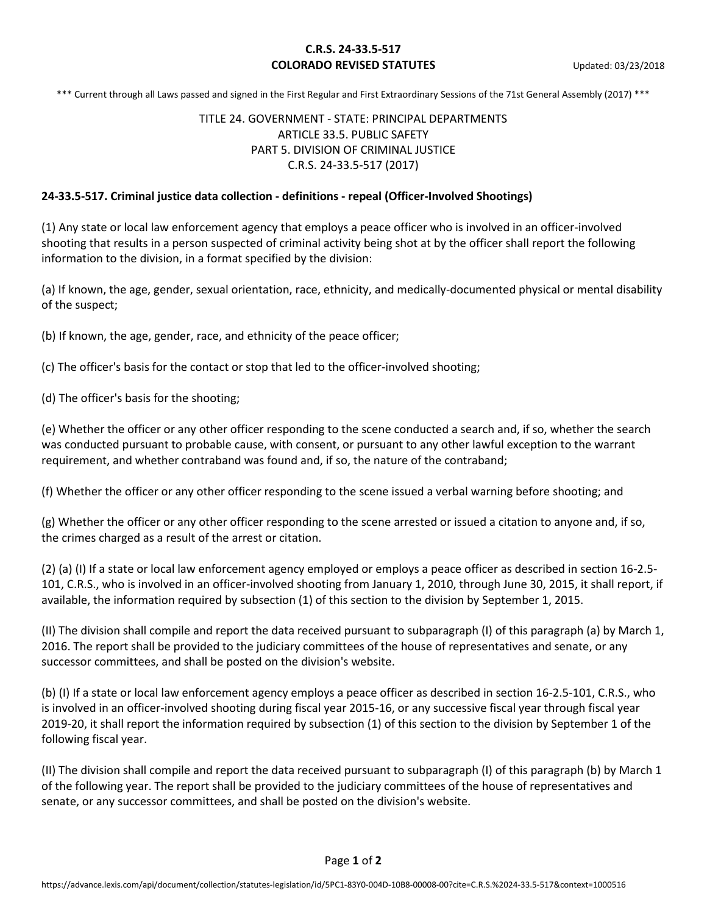**C.R.S. 24-33.5-517**
**COLORADO REVISED STATUTES**

Updated: 03/23/2018

\*\*\* Current through all Laws passed and signed in the First Regular and First Extraordinary Sessions of the 71st General Assembly (2017) \*\*\*

TITLE 24. GOVERNMENT - STATE: PRINCIPAL DEPARTMENTS
ARTICLE 33.5. PUBLIC SAFETY
PART 5. DIVISION OF CRIMINAL JUSTICE
C.R.S. 24-33.5-517 (2017)

**24-33.5-517. Criminal justice data collection - definitions - repeal (Officer-Involved Shootings)**

(1) Any state or local law enforcement agency that employs a peace officer who is involved in an officer-involved shooting that results in a person suspected of criminal activity being shot at by the officer shall report the following information to the division, in a format specified by the division:

(a) If known, the age, gender, sexual orientation, race, ethnicity, and medically-documented physical or mental disability of the suspect;

(b) If known, the age, gender, race, and ethnicity of the peace officer;

(c) The officer's basis for the contact or stop that led to the officer-involved shooting;

(d) The officer's basis for the shooting;

(e) Whether the officer or any other officer responding to the scene conducted a search and, if so, whether the search was conducted pursuant to probable cause, with consent, or pursuant to any other lawful exception to the warrant requirement, and whether contraband was found and, if so, the nature of the contraband;

(f) Whether the officer or any other officer responding to the scene issued a verbal warning before shooting; and

(g) Whether the officer or any other officer responding to the scene arrested or issued a citation to anyone and, if so, the crimes charged as a result of the arrest or citation.

(2) (a) (I) If a state or local law enforcement agency employed or employs a peace officer as described in section 16-2.5-101, C.R.S., who is involved in an officer-involved shooting from January 1, 2010, through June 30, 2015, it shall report, if available, the information required by subsection (1) of this section to the division by September 1, 2015.

(II) The division shall compile and report the data received pursuant to subparagraph (I) of this paragraph (a) by March 1, 2016. The report shall be provided to the judiciary committees of the house of representatives and senate, or any successor committees, and shall be posted on the division's website.

(b) (I) If a state or local law enforcement agency employs a peace officer as described in section 16-2.5-101, C.R.S., who is involved in an officer-involved shooting during fiscal year 2015-16, or any successive fiscal year through fiscal year 2019-20, it shall report the information required by subsection (1) of this section to the division by September 1 of the following fiscal year.

(II) The division shall compile and report the data received pursuant to subparagraph (I) of this paragraph (b) by March 1 of the following year. The report shall be provided to the judiciary committees of the house of representatives and senate, or any successor committees, and shall be posted on the division's website.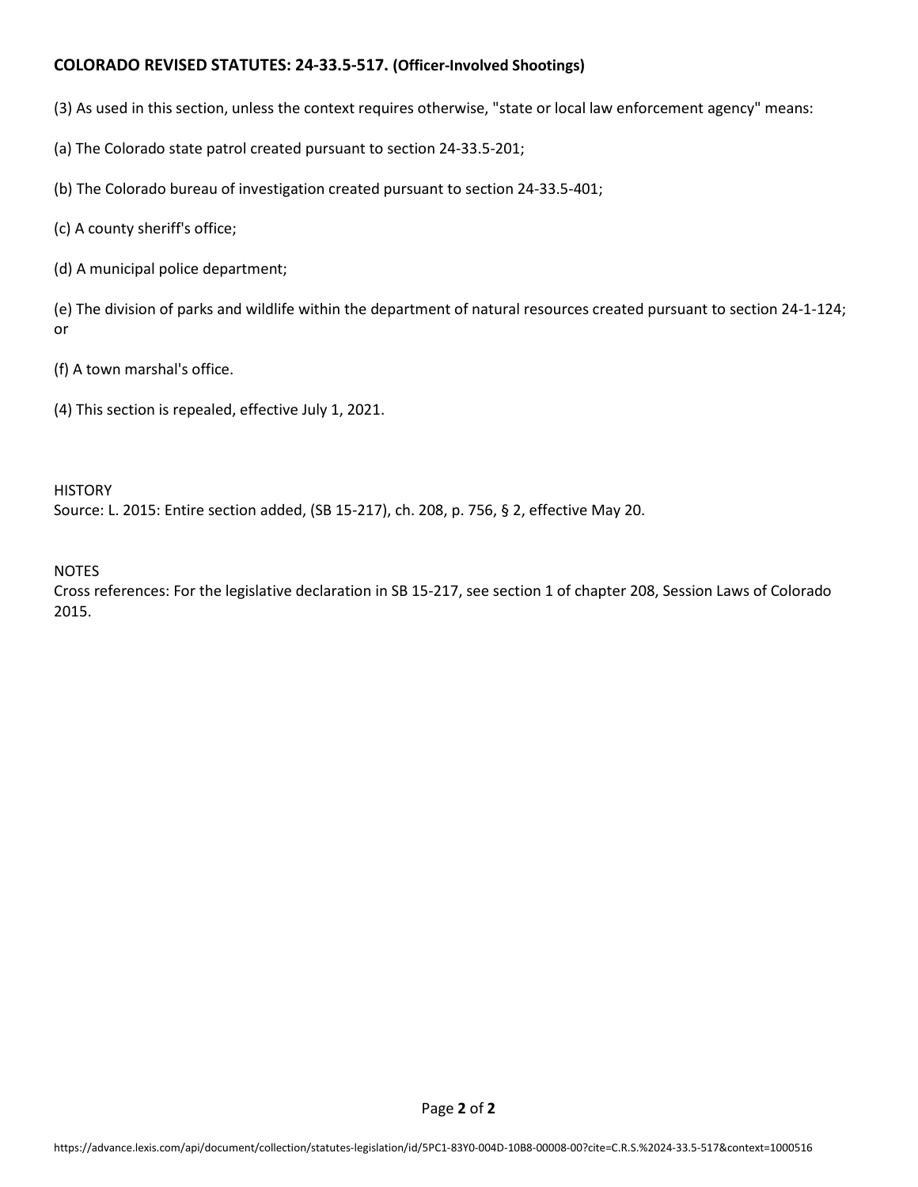**COLORADO REVISED STATUTES: 24-33.5-517. (Officer-Involved Shootings)**

(3) As used in this section, unless the context requires otherwise, "state or local law enforcement agency" means:

(a) The Colorado state patrol created pursuant to section 24-33.5-201;

(b) The Colorado bureau of investigation created pursuant to section 24-33.5-401;

(c) A county sheriff's office;

(d) A municipal police department;

(e) The division of parks and wildlife within the department of natural resources created pursuant to section 24-1-124; or

(f) A town marshal's office.

(4) This section is repealed, effective July 1, 2021.

HISTORY
Source: L. 2015: Entire section added, (SB 15-217), ch. 208, p. 756, § 2, effective May 20.

NOTES
Cross references: For the legislative declaration in SB 15-217, see section 1 of chapter 208, Session Laws of Colorado 2015.